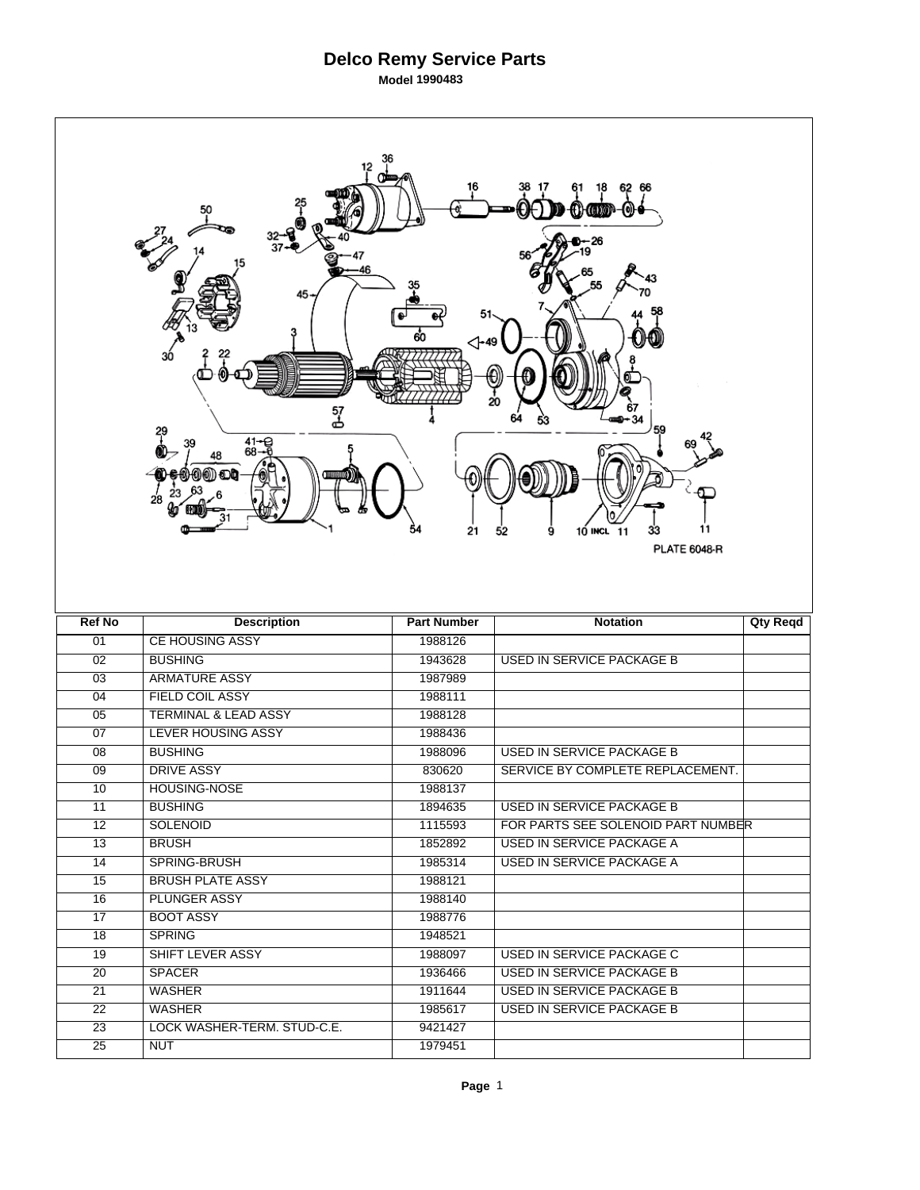# Delco Remy Service Parts

**Model 1990483**

PLATE 6048-R

| Ref No | Description | Part Number | Notation | Qty Reqd |
|---|---|---|---|---|
| 01 | CE HOUSING ASSY | 1988126 | | |
| 02 | BUSHING | 1943628 | USED IN SERVICE PACKAGE B | |
| 03 | ARMATURE ASSY | 1987989 | | |
| 04 | FIELD COIL ASSY | 1988111 | | |
| 05 | TERMINAL & LEAD ASSY | 1988128 | | |
| 07 | LEVER HOUSING ASSY | 1988436 | | |
| 08 | BUSHING | 1988096 | USED IN SERVICE PACKAGE B | |
| 09 | DRIVE ASSY | 830620 | SERVICE BY COMPLETE REPLACEMENT. | |
| 10 | HOUSING-NOSE | 1988137 | | |
| 11 | BUSHING | 1894635 | USED IN SERVICE PACKAGE B | |
| 12 | SOLENOID | 1115593 | FOR PARTS SEE SOLENOID PART NUMBER | |
| 13 | BRUSH | 1852892 | USED IN SERVICE PACKAGE A | |
| 14 | SPRING-BRUSH | 1985314 | USED IN SERVICE PACKAGE A | |
| 15 | BRUSH PLATE ASSY | 1988121 | | |
| 16 | PLUNGER ASSY | 1988140 | | |
| 17 | BOOT ASSY | 1988776 | | |
| 18 | SPRING | 1948521 | | |
| 19 | SHIFT LEVER ASSY | 1988097 | USED IN SERVICE PACKAGE C | |
| 20 | SPACER | 1936466 | USED IN SERVICE PACKAGE B | |
| 21 | WASHER | 1911644 | USED IN SERVICE PACKAGE B | |
| 22 | WASHER | 1985617 | USED IN SERVICE PACKAGE B | |
| 23 | LOCK WASHER-TERM. STUD-C.E. | 9421427 | | |
| 25 | NUT | 1979451 | | |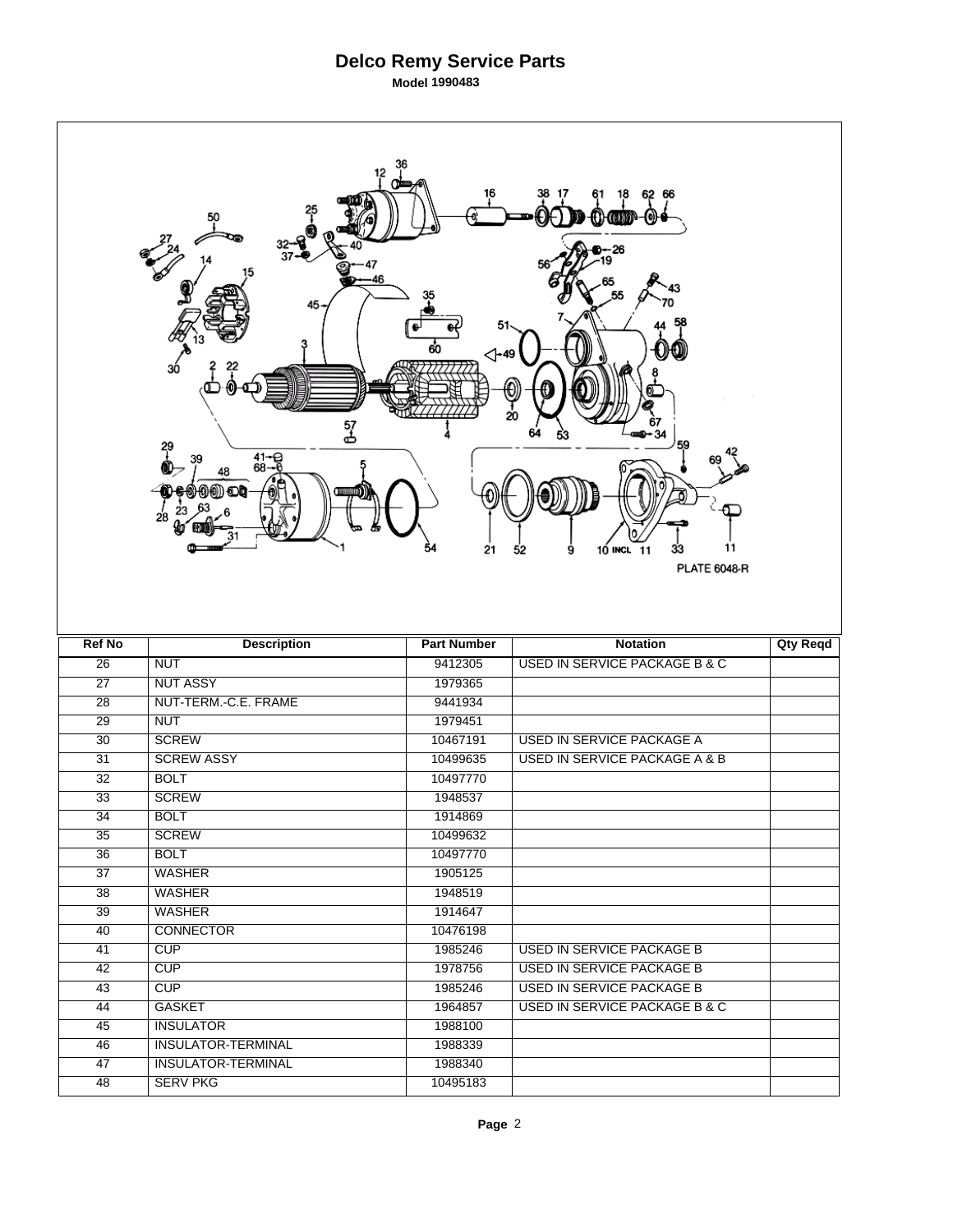# Delco Remy Service Parts

**Model 1990483**

PLATE 6048-R

| Ref No | Description | Part Number | Notation | Qty Reqd |
|---|---|---|---|---|
| 26 | NUT | 9412305 | USED IN SERVICE PACKAGE B & C | |
| 27 | NUT ASSY | 1979365 | | |
| 28 | NUT-TERM.-C.E. FRAME | 9441934 | | |
| 29 | NUT | 1979451 | | |
| 30 | SCREW | 10467191 | USED IN SERVICE PACKAGE A | |
| 31 | SCREW ASSY | 10499635 | USED IN SERVICE PACKAGE A & B | |
| 32 | BOLT | 10497770 | | |
| 33 | SCREW | 1948537 | | |
| 34 | BOLT | 1914869 | | |
| 35 | SCREW | 10499632 | | |
| 36 | BOLT | 10497770 | | |
| 37 | WASHER | 1905125 | | |
| 38 | WASHER | 1948519 | | |
| 39 | WASHER | 1914647 | | |
| 40 | CONNECTOR | 10476198 | | |
| 41 | CUP | 1985246 | USED IN SERVICE PACKAGE B | |
| 42 | CUP | 1978756 | USED IN SERVICE PACKAGE B | |
| 43 | CUP | 1985246 | USED IN SERVICE PACKAGE B | |
| 44 | GASKET | 1964857 | USED IN SERVICE PACKAGE B & C | |
| 45 | INSULATOR | 1988100 | | |
| 46 | INSULATOR-TERMINAL | 1988339 | | |
| 47 | INSULATOR-TERMINAL | 1988340 | | |
| 48 | SERV PKG | 10495183 | | |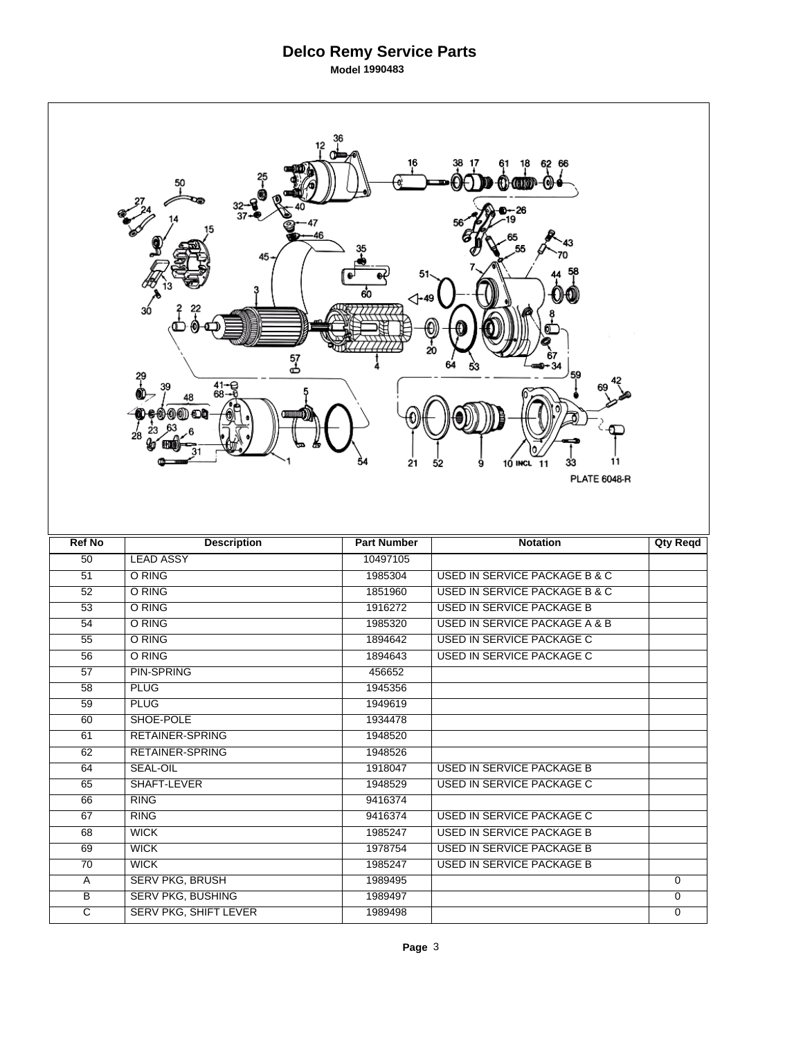# Delco Remy Service Parts

**Model 1990483**

12
36
16
38 17
61 18 62 66
25
50
32
37
40
26
19
27
24
14
47
46
56
65
43
15
55
70
35
45
51
7
44 58
13
3
60
49
30
2 22
20
8
57
64 53
67
34
59
29
39
41
68
5
69 42
48
23 63
6
28
31
1
54
21
52
9
10 INCL 11
33
11
PLATE 6048-R

| Ref No | Description | Part Number | Notation | Qty Reqd |
|---|---|---|---|---|
| 50 | LEAD ASSY | 10497105 | | |
| 51 | O RING | 1985304 | USED IN SERVICE PACKAGE B & C | |
| 52 | O RING | 1851960 | USED IN SERVICE PACKAGE B & C | |
| 53 | O RING | 1916272 | USED IN SERVICE PACKAGE B | |
| 54 | O RING | 1985320 | USED IN SERVICE PACKAGE A & B | |
| 55 | O RING | 1894642 | USED IN SERVICE PACKAGE C | |
| 56 | O RING | 1894643 | USED IN SERVICE PACKAGE C | |
| 57 | PIN-SPRING | 456652 | | |
| 58 | PLUG | 1945356 | | |
| 59 | PLUG | 1949619 | | |
| 60 | SHOE-POLE | 1934478 | | |
| 61 | RETAINER-SPRING | 1948520 | | |
| 62 | RETAINER-SPRING | 1948526 | | |
| 64 | SEAL-OIL | 1918047 | USED IN SERVICE PACKAGE B | |
| 65 | SHAFT-LEVER | 1948529 | USED IN SERVICE PACKAGE C | |
| 66 | RING | 9416374 | | |
| 67 | RING | 9416374 | USED IN SERVICE PACKAGE C | |
| 68 | WICK | 1985247 | USED IN SERVICE PACKAGE B | |
| 69 | WICK | 1978754 | USED IN SERVICE PACKAGE B | |
| 70 | WICK | 1985247 | USED IN SERVICE PACKAGE B | |
| A | SERV PKG, BRUSH | 1989495 | | 0 |
| B | SERV PKG, BUSHING | 1989497 | | 0 |
| C | SERV PKG, SHIFT LEVER | 1989498 | | 0 |